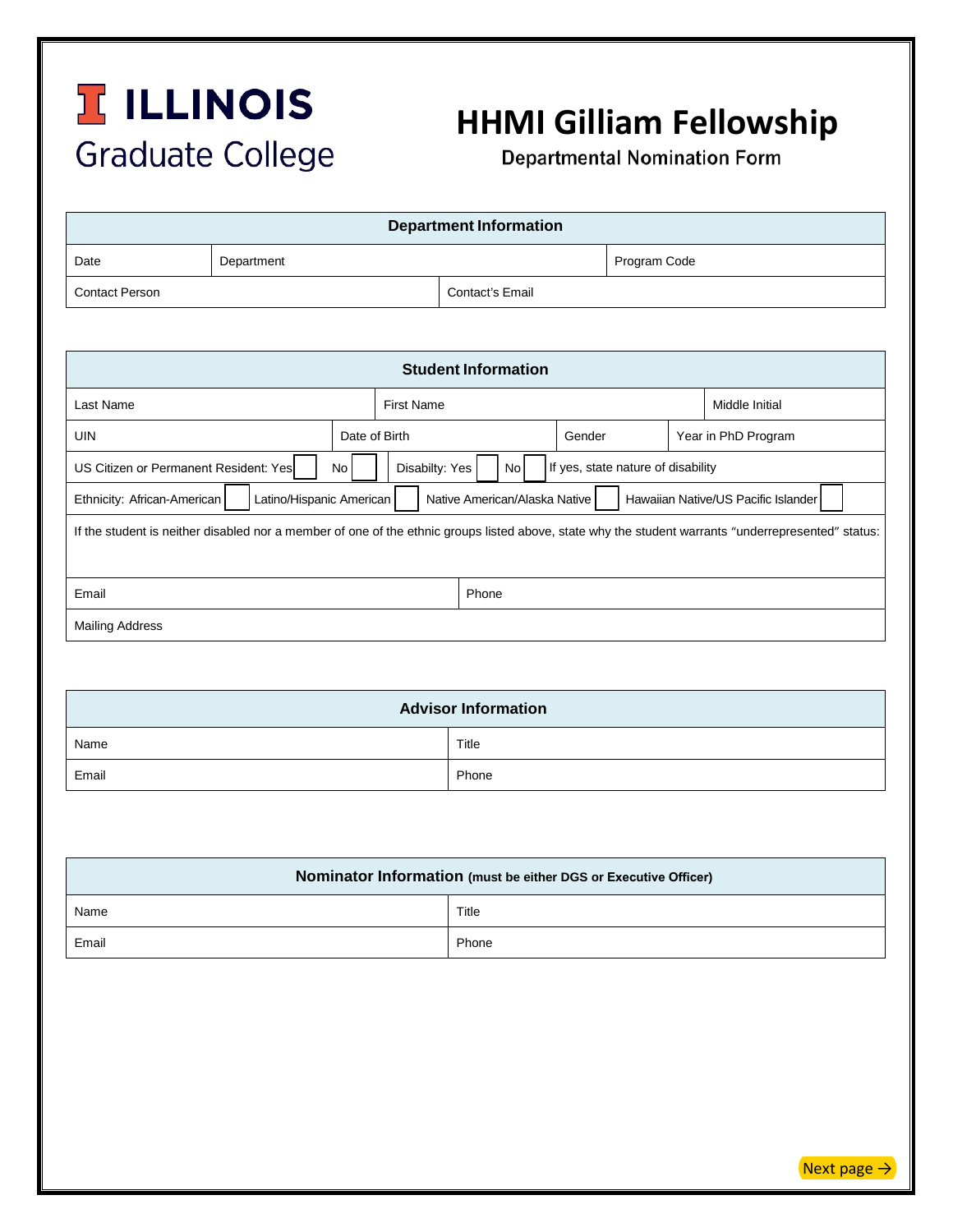**ILLINOIS**
Graduate College

# HHMI Gilliam Fellowship

## Departmental Nomination Form

| Department Information | | |
|---|---|---|
| Date | Department | Program Code |
| Contact Person | Contact's Email | |

| Student Information | | | |
|---|---|---|---|
| Last Name | First Name | | Middle Initial |
| UIN | Date of Birth | Gender | Year in PhD Program |
| US Citizen or Permanent Resident: Yes ☐ No ☐ | Disabilty: Yes ☐ No ☐ | If yes, state nature of disability | |
| Ethnicity: African-American ☐ Latino/Hispanic American ☐ Native American/Alaska Native ☐ Hawaiian Native/US Pacific Islander ☐ | | | |
| If the student is neither disabled nor a member of one of the ethnic groups listed above, state why the student warrants "underrepresented" status: | | | |
| Email | Phone | | |
| Mailing Address | | | |

| Advisor Information | |
|---|---|
| Name | Title |
| Email | Phone |

| Nominator Information (must be either DGS or Executive Officer) | |
|---|---|
| Name | Title |
| Email | Phone |

Next page →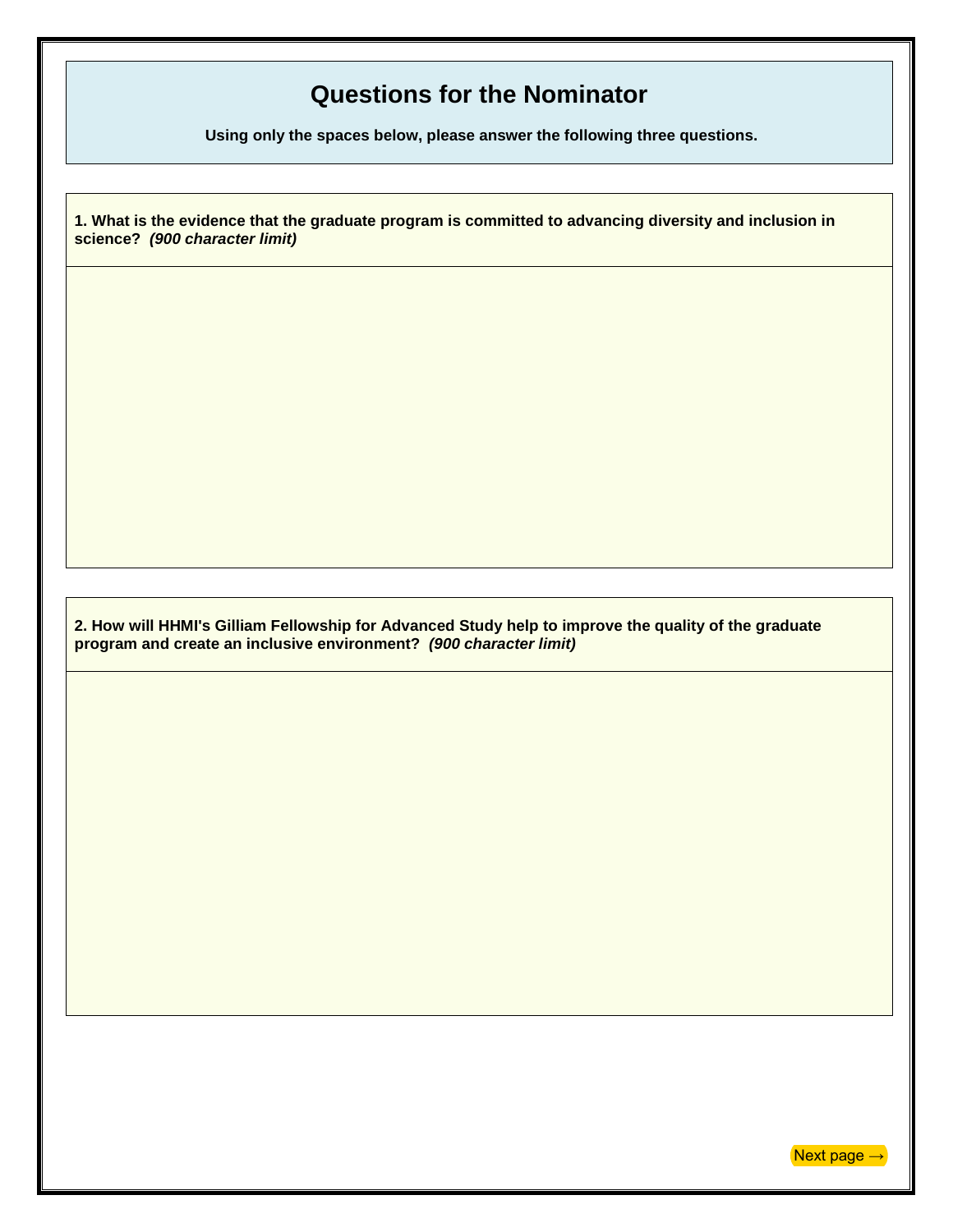# Questions for the Nominator

**Using only the spaces below, please answer the following three questions.**

**1. What is the evidence that the graduate program is committed to advancing diversity and inclusion in science?** ***(900 character limit)***

**2. How will HHMI's Gilliam Fellowship for Advanced Study help to improve the quality of the graduate program and create an inclusive environment?** ***(900 character limit)***

Next page →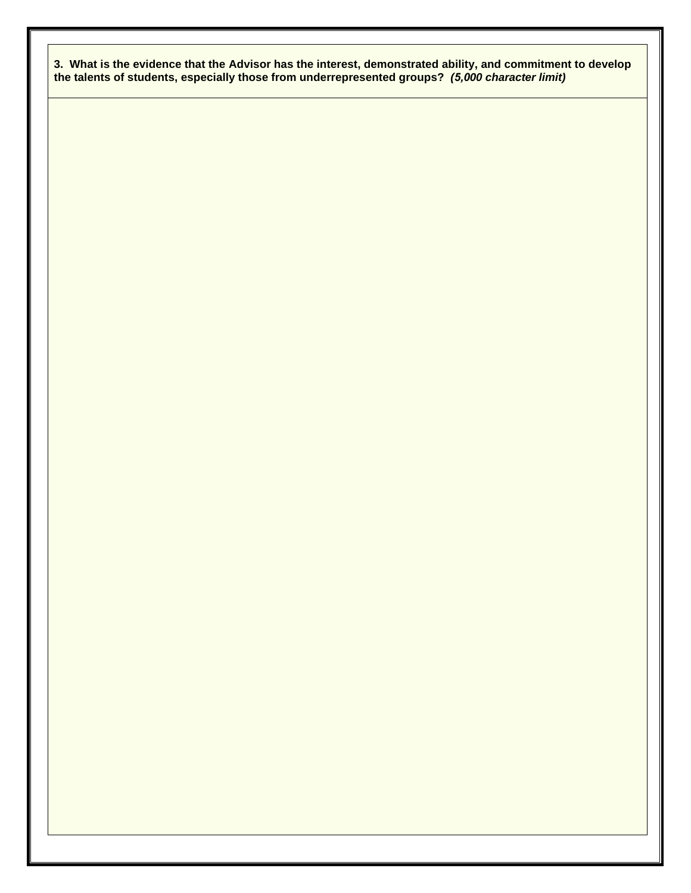**3. What is the evidence that the Advisor has the interest, demonstrated ability, and commitment to develop the talents of students, especially those from underrepresented groups?** ***(5,000 character limit)***